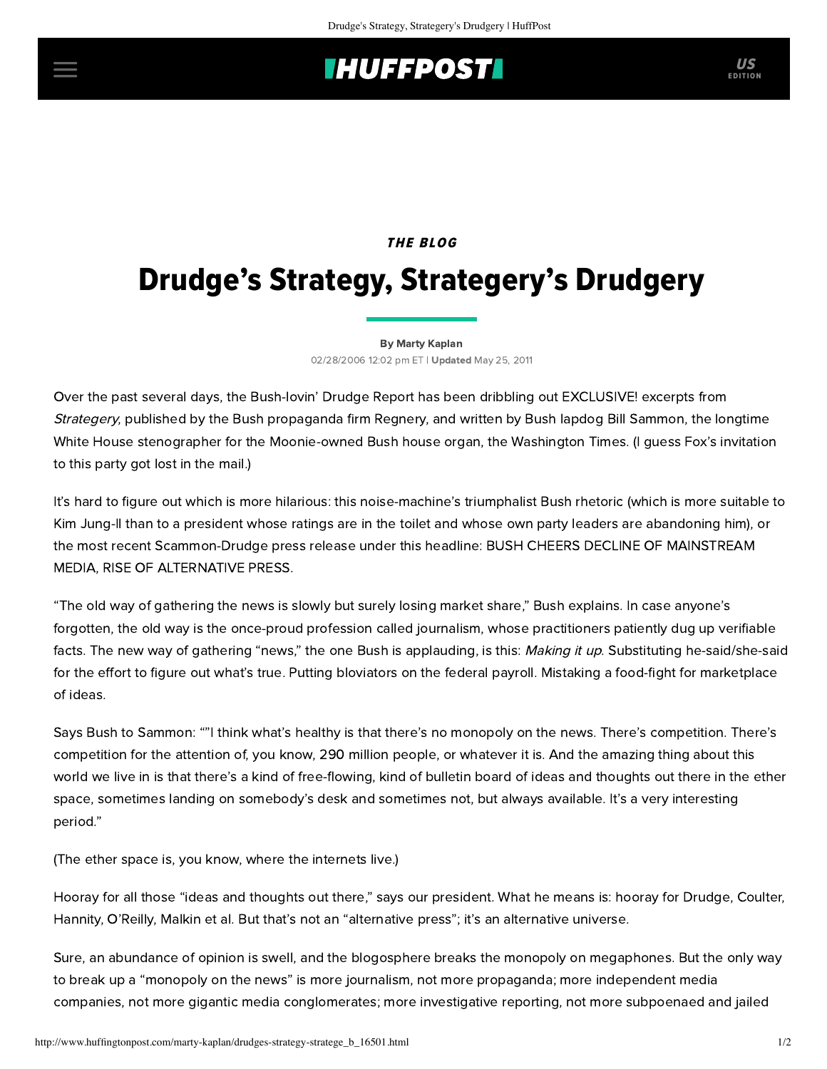*THE BLOG*

# Drudge's Strategy, Strategery's Drudgery

By Marty Kaplan

02/28/2006 12:02 pm ET | **Updated** May 25, 2011

Over the past several days, the Bush-lovin' Drudge Report has been dribbling out EXCLUSIVE! excerpts from *Strategery*, published by the Bush propaganda firm Regnery, and written by Bush lapdog Bill Sammon, the longtime White House stenographer for the Moonie-owned Bush house organ, the Washington Times. (I guess Fox's invitation to this party got lost in the mail.)

It's hard to figure out which is more hilarious: this noise-machine's triumphalist Bush rhetoric (which is more suitable to Kim Jung-Il than to a president whose ratings are in the toilet and whose own party leaders are abandoning him), or the most recent Scammon-Drudge press release under this headline: BUSH CHEERS DECLINE OF MAINSTREAM MEDIA, RISE OF ALTERNATIVE PRESS.

"The old way of gathering the news is slowly but surely losing market share," Bush explains. In case anyone's forgotten, the old way is the once-proud profession called journalism, whose practitioners patiently dug up verifiable facts. The new way of gathering "news," the one Bush is applauding, is this: *Making it up*. Substituting he-said/she-said for the effort to figure out what's true. Putting bloviators on the federal payroll. Mistaking a food-fight for marketplace of ideas.

Says Bush to Sammon: ""I think what's healthy is that there's no monopoly on the news. There's competition. There's competition for the attention of, you know, 290 million people, or whatever it is. And the amazing thing about this world we live in is that there's a kind of free-flowing, kind of bulletin board of ideas and thoughts out there in the ether space, sometimes landing on somebody's desk and sometimes not, but always available. It's a very interesting period."

(The ether space is, you know, where the internets live.)

Hooray for all those "ideas and thoughts out there," says our president. What he means is: hooray for Drudge, Coulter, Hannity, O'Reilly, Malkin et al. But that's not an "alternative press"; it's an alternative universe.

Sure, an abundance of opinion is swell, and the blogosphere breaks the monopoly on megaphones. But the only way to break up a "monopoly on the news" is more journalism, not more propaganda; more independent media companies, not more gigantic media conglomerates; more investigative reporting, not more subpoenaed and jailed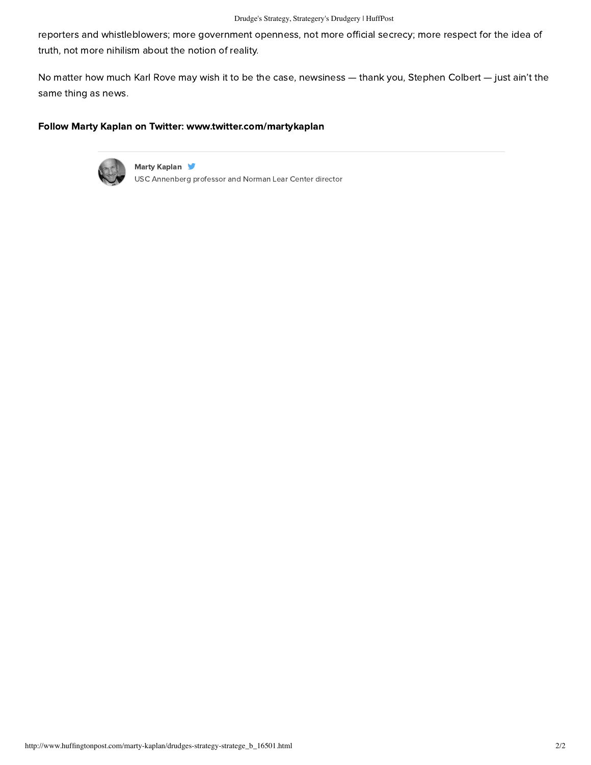reporters and whistleblowers; more government openness, not more official secrecy; more respect for the idea of truth, not more nihilism about the notion of reality.

No matter how much Karl Rove may wish it to be the case, newsiness — thank you, Stephen Colbert — just ain't the same thing as news.

**Follow Marty Kaplan on Twitter: www.twitter.com/martykaplan**

**Marty Kaplan**

USC Annenberg professor and Norman Lear Center director